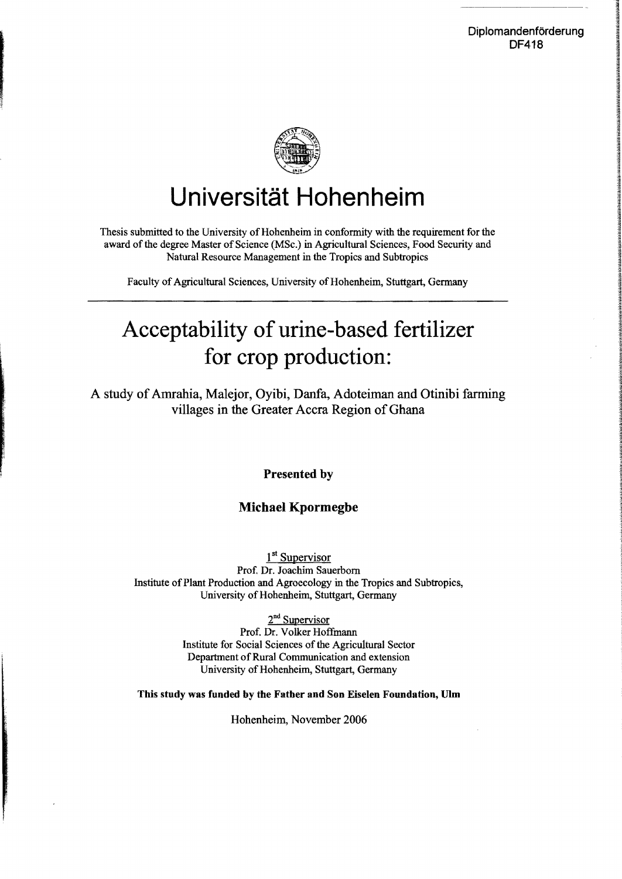Diplomandenförderung
DF418

# Universität Hohenheim

Thesis submitted to the University of Hohenheim in conformity with the requirement for the award of the degree Master of Science (MSc.) in Agricultural Sciences, Food Security and Natural Resource Management in the Tropics and Subtropics

Faculty of Agricultural Sciences, University of Hohenheim, Stuttgart, Germany

---

# Acceptability of urine-based fertilizer for crop production:

A study of Amrahia, Malejor, Oyibi, Danfa, Adoteiman and Otinibi farming villages in the Greater Accra Region of Ghana

**Presented by**

**Michael Kpormegbe**

1st Supervisor
Prof. Dr. Joachim Sauerborn
Institute of Plant Production and Agroecology in the Tropics and Subtropics,
University of Hohenheim, Stuttgart, Germany

2nd Supervisor
Prof. Dr. Volker Hoffmann
Institute for Social Sciences of the Agricultural Sector
Department of Rural Communication and extension
University of Hohenheim, Stuttgart, Germany

**This study was funded by the Father and Son Eiselen Foundation, Ulm**

Hohenheim, November 2006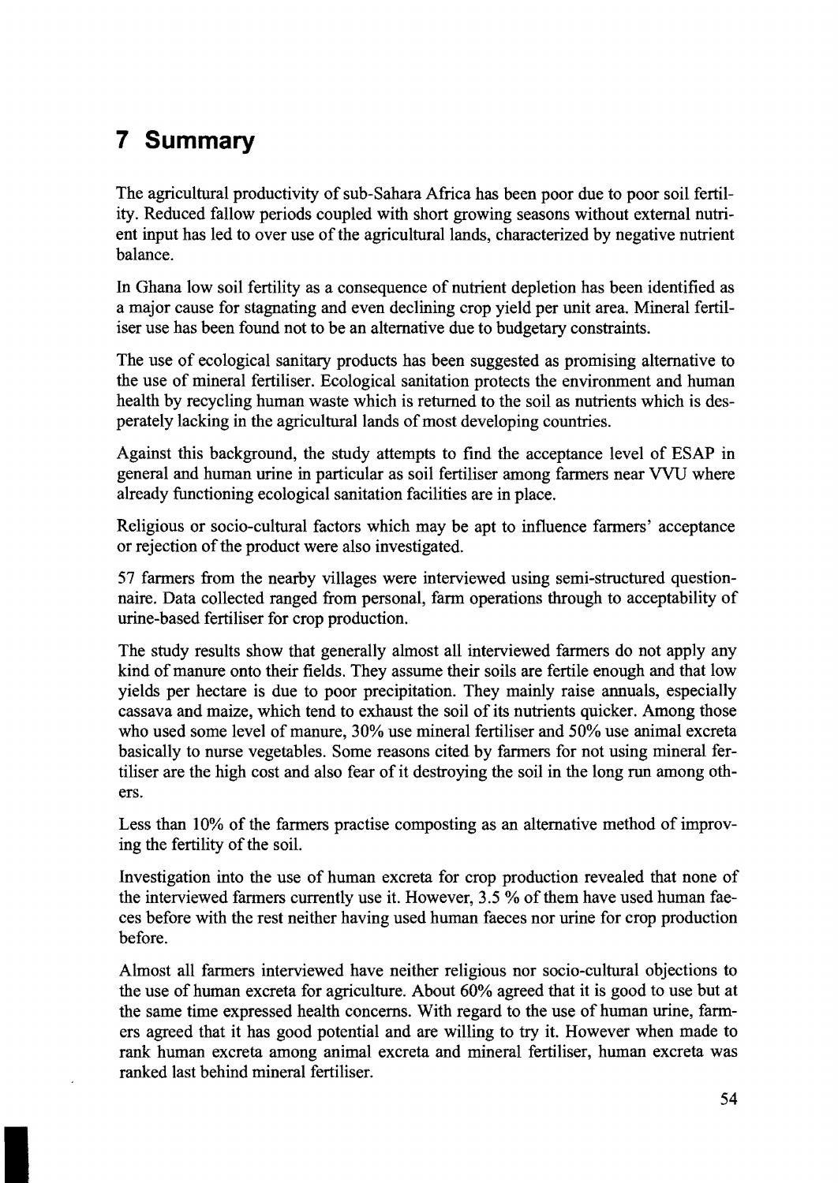# 7 Summary

The agricultural productivity of sub-Sahara Africa has been poor due to poor soil fertility. Reduced fallow periods coupled with short growing seasons without external nutrient input has led to over use of the agricultural lands, characterized by negative nutrient balance.

In Ghana low soil fertility as a consequence of nutrient depletion has been identified as a major cause for stagnating and even declining crop yield per unit area. Mineral fertiliser use has been found not to be an alternative due to budgetary constraints.

The use of ecological sanitary products has been suggested as promising alternative to the use of mineral fertiliser. Ecological sanitation protects the environment and human health by recycling human waste which is returned to the soil as nutrients which is desperately lacking in the agricultural lands of most developing countries.

Against this background, the study attempts to find the acceptance level of ESAP in general and human urine in particular as soil fertiliser among farmers near VVU where already functioning ecological sanitation facilities are in place.

Religious or socio-cultural factors which may be apt to influence farmers' acceptance or rejection of the product were also investigated.

57 farmers from the nearby villages were interviewed using semi-structured questionnaire. Data collected ranged from personal, farm operations through to acceptability of urine-based fertiliser for crop production.

The study results show that generally almost all interviewed farmers do not apply any kind of manure onto their fields. They assume their soils are fertile enough and that low yields per hectare is due to poor precipitation. They mainly raise annuals, especially cassava and maize, which tend to exhaust the soil of its nutrients quicker. Among those who used some level of manure, 30% use mineral fertiliser and 50% use animal excreta basically to nurse vegetables. Some reasons cited by farmers for not using mineral fertiliser are the high cost and also fear of it destroying the soil in the long run among others.

Less than 10% of the farmers practise composting as an alternative method of improving the fertility of the soil.

Investigation into the use of human excreta for crop production revealed that none of the interviewed farmers currently use it. However, 3.5 % of them have used human faeces before with the rest neither having used human faeces nor urine for crop production before.

Almost all farmers interviewed have neither religious nor socio-cultural objections to the use of human excreta for agriculture. About 60% agreed that it is good to use but at the same time expressed health concerns. With regard to the use of human urine, farmers agreed that it has good potential and are willing to try it. However when made to rank human excreta among animal excreta and mineral fertiliser, human excreta was ranked last behind mineral fertiliser.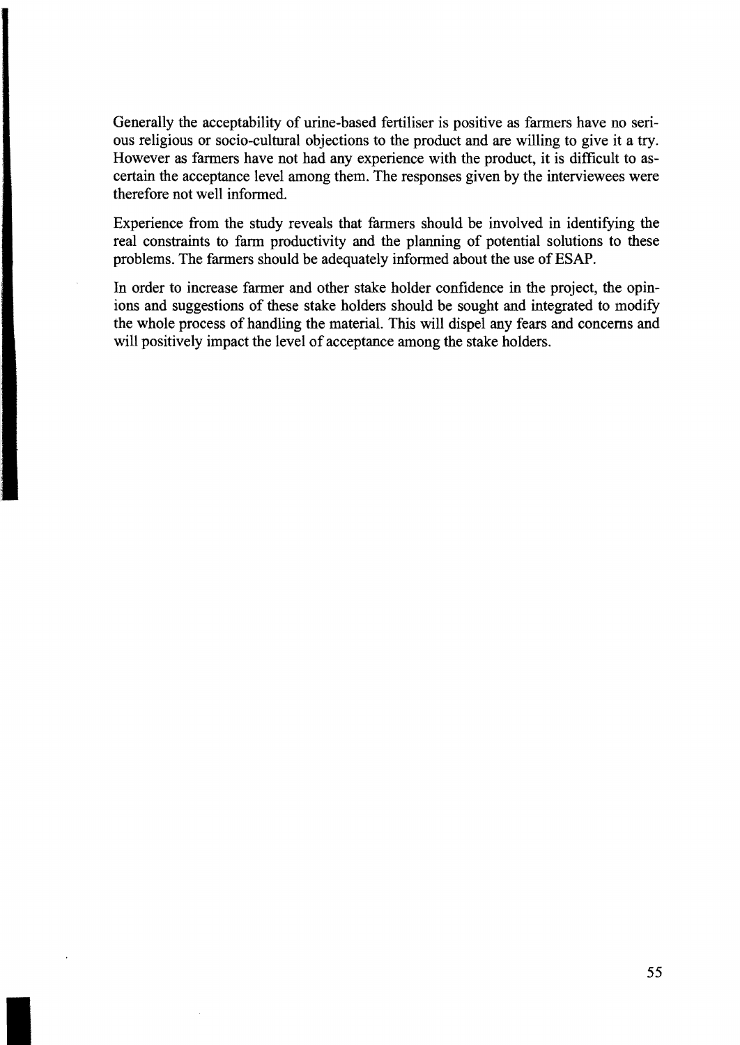Generally the acceptability of urine-based fertiliser is positive as farmers have no serious religious or socio-cultural objections to the product and are willing to give it a try. However as farmers have not had any experience with the product, it is difficult to ascertain the acceptance level among them. The responses given by the interviewees were therefore not well informed.

Experience from the study reveals that farmers should be involved in identifying the real constraints to farm productivity and the planning of potential solutions to these problems. The farmers should be adequately informed about the use of ESAP.

In order to increase farmer and other stake holder confidence in the project, the opinions and suggestions of these stake holders should be sought and integrated to modify the whole process of handling the material. This will dispel any fears and concerns and will positively impact the level of acceptance among the stake holders.